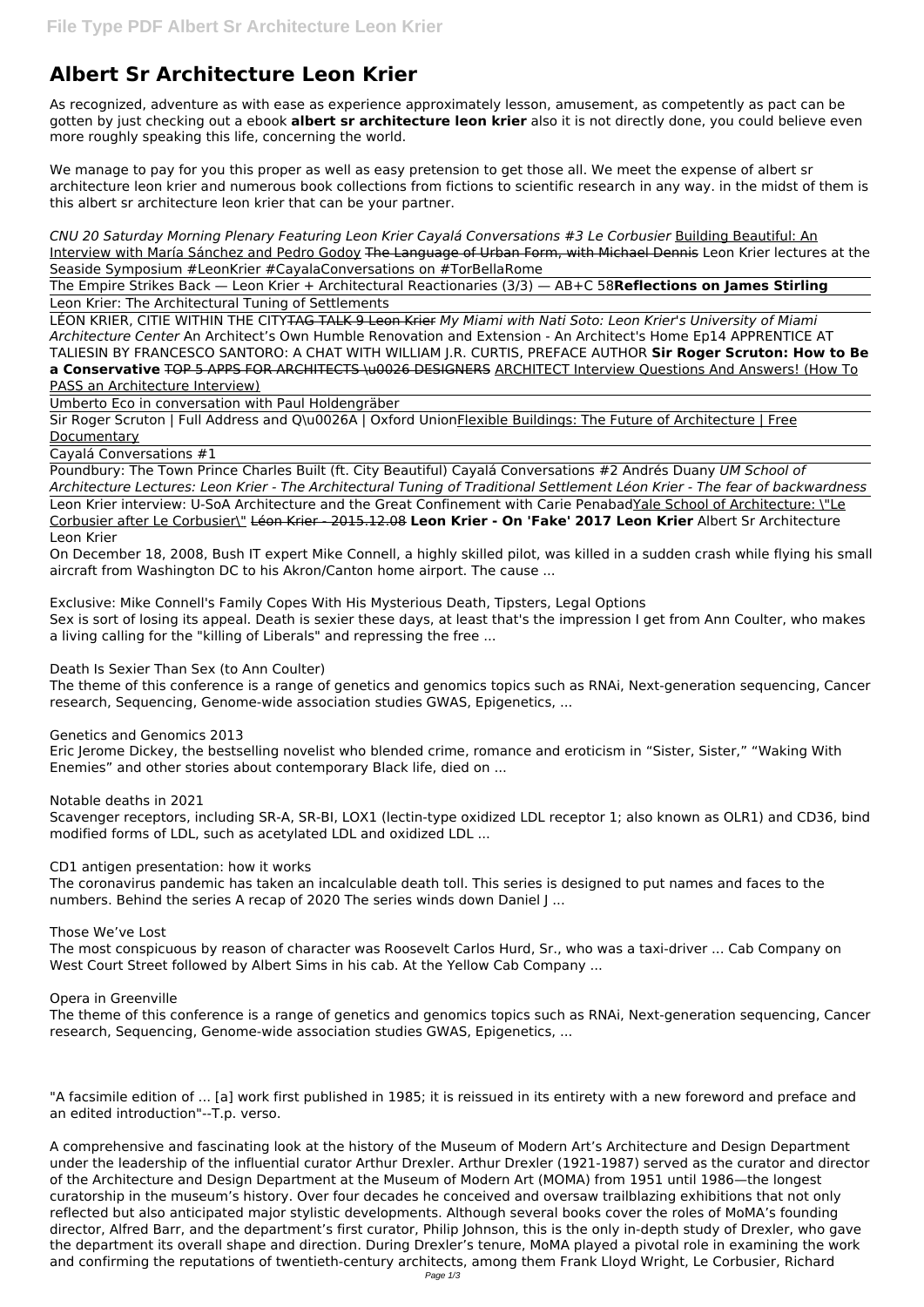# Albert Sr Architecture Leon Krier

As recognized, adventure as with ease as experience approximately lesson, amusement, as competently as pact can be gotten by just checking out a ebook **albert sr architecture leon krier** also it is not directly done, you could believe even more roughly speaking this life, concerning the world.

We manage to pay for you this proper as well as easy pretension to get those all. We meet the expense of albert sr architecture leon krier and numerous book collections from fictions to scientific research in any way. in the midst of them is this albert sr architecture leon krier that can be your partner.

*CNU 20 Saturday Morning Plenary Featuring Leon Krier Cayalá Conversations #3 Le Corbusier* Building Beautiful: An Interview with María Sánchez and Pedro Godoy ~~The Language of Urban Form, with Michael Dennis~~ Leon Krier lectures at the Seaside Symposium #LeonKrier #CayalaConversations on #TorBellaRome

The Empire Strikes Back — Leon Krier + Architectural Reactionaries (3/3) — AB+C 58**Reflections on James Stirling**

Leon Krier: The Architectural Tuning of Settlements

LÉON KRIER, CITIE WITHIN THE CITY~~TAG TALK 9 Leon Krier~~ *My Miami with Nati Soto: Leon Krier's University of Miami Architecture Center* An Architect's Own Humble Renovation and Extension - An Architect's Home Ep14 APPRENTICE AT TALIESIN BY FRANCESCO SANTORO: A CHAT WITH WILLIAM J.R. CURTIS, PREFACE AUTHOR **Sir Roger Scruton: How to Be a Conservative** ~~TOP 5 APPS FOR ARCHITECTS \u0026 DESIGNERS~~ ARCHITECT Interview Questions And Answers! (How To PASS an Architecture Interview)

Umberto Eco in conversation with Paul Holdengräber

Sir Roger Scruton | Full Address and Q\u0026A | Oxford UnionFlexible Buildings: The Future of Architecture | Free Documentary

Cayalá Conversations #1

Poundbury: The Town Prince Charles Built (ft. City Beautiful) Cayalá Conversations #2 Andrés Duany *UM School of Architecture Lectures: Leon Krier - The Architectural Tuning of Traditional Settlement Léon Krier - The fear of backwardness*

Leon Krier interview: U-SoA Architecture and the Great Confinement with Carie PenabadYale School of Architecture: \"Le Corbusier after Le Corbusier\" ~~Léon Krier - 2015.12.08~~ **Leon Krier - On 'Fake' 2017 Leon Krier** Albert Sr Architecture Leon Krier

On December 18, 2008, Bush IT expert Mike Connell, a highly skilled pilot, was killed in a sudden crash while flying his small aircraft from Washington DC to his Akron/Canton home airport. The cause ...

Exclusive: Mike Connell's Family Copes With His Mysterious Death, Tipsters, Legal Options

Sex is sort of losing its appeal. Death is sexier these days, at least that's the impression I get from Ann Coulter, who makes a living calling for the "killing of Liberals" and repressing the free ...

Death Is Sexier Than Sex (to Ann Coulter)

The theme of this conference is a range of genetics and genomics topics such as RNAi, Next-generation sequencing, Cancer research, Sequencing, Genome-wide association studies GWAS, Epigenetics, ...

Genetics and Genomics 2013

Eric Jerome Dickey, the bestselling novelist who blended crime, romance and eroticism in "Sister, Sister," "Waking With Enemies" and other stories about contemporary Black life, died on ...

Notable deaths in 2021

Scavenger receptors, including SR-A, SR-BI, LOX1 (lectin-type oxidized LDL receptor 1; also known as OLR1) and CD36, bind modified forms of LDL, such as acetylated LDL and oxidized LDL ...

CD1 antigen presentation: how it works

The coronavirus pandemic has taken an incalculable death toll. This series is designed to put names and faces to the numbers. Behind the series A recap of 2020 The series winds down Daniel J ...

Those We've Lost

The most conspicuous by reason of character was Roosevelt Carlos Hurd, Sr., who was a taxi-driver ... Cab Company on West Court Street followed by Albert Sims in his cab. At the Yellow Cab Company ...

Opera in Greenville

The theme of this conference is a range of genetics and genomics topics such as RNAi, Next-generation sequencing, Cancer research, Sequencing, Genome-wide association studies GWAS, Epigenetics, ...

"A facsimile edition of ... [a] work first published in 1985; it is reissued in its entirety with a new foreword and preface and an edited introduction"--T.p. verso.

A comprehensive and fascinating look at the history of the Museum of Modern Art's Architecture and Design Department under the leadership of the influential curator Arthur Drexler. Arthur Drexler (1921-1987) served as the curator and director of the Architecture and Design Department at the Museum of Modern Art (MOMA) from 1951 until 1986—the longest curatorship in the museum's history. Over four decades he conceived and oversaw trailblazing exhibitions that not only reflected but also anticipated major stylistic developments. Although several books cover the roles of MoMA's founding director, Alfred Barr, and the department's first curator, Philip Johnson, this is the only in-depth study of Drexler, who gave the department its overall shape and direction. During Drexler's tenure, MoMA played a pivotal role in examining the work and confirming the reputations of twentieth-century architects, among them Frank Lloyd Wright, Le Corbusier, Richard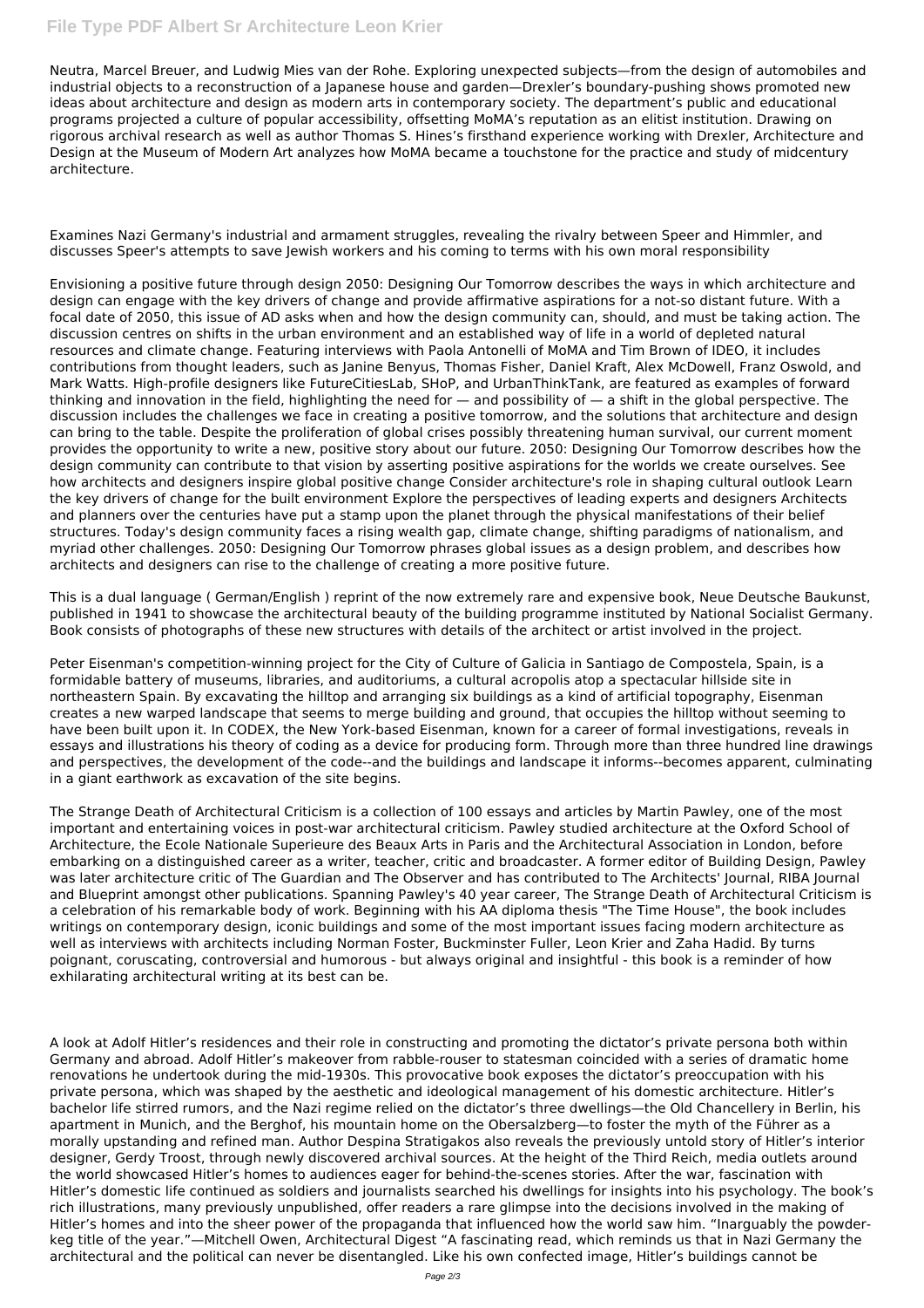Neutra, Marcel Breuer, and Ludwig Mies van der Rohe. Exploring unexpected subjects—from the design of automobiles and industrial objects to a reconstruction of a Japanese house and garden—Drexler's boundary-pushing shows promoted new ideas about architecture and design as modern arts in contemporary society. The department's public and educational programs projected a culture of popular accessibility, offsetting MoMA's reputation as an elitist institution. Drawing on rigorous archival research as well as author Thomas S. Hines's firsthand experience working with Drexler, Architecture and Design at the Museum of Modern Art analyzes how MoMA became a touchstone for the practice and study of midcentury architecture.

Examines Nazi Germany's industrial and armament struggles, revealing the rivalry between Speer and Himmler, and discusses Speer's attempts to save Jewish workers and his coming to terms with his own moral responsibility

Envisioning a positive future through design 2050: Designing Our Tomorrow describes the ways in which architecture and design can engage with the key drivers of change and provide affirmative aspirations for a not-so distant future. With a focal date of 2050, this issue of AD asks when and how the design community can, should, and must be taking action. The discussion centres on shifts in the urban environment and an established way of life in a world of depleted natural resources and climate change. Featuring interviews with Paola Antonelli of MoMA and Tim Brown of IDEO, it includes contributions from thought leaders, such as Janine Benyus, Thomas Fisher, Daniel Kraft, Alex McDowell, Franz Oswold, and Mark Watts. High-profile designers like FutureCitiesLab, SHoP, and UrbanThinkTank, are featured as examples of forward thinking and innovation in the field, highlighting the need for — and possibility of — a shift in the global perspective. The discussion includes the challenges we face in creating a positive tomorrow, and the solutions that architecture and design can bring to the table. Despite the proliferation of global crises possibly threatening human survival, our current moment provides the opportunity to write a new, positive story about our future. 2050: Designing Our Tomorrow describes how the design community can contribute to that vision by asserting positive aspirations for the worlds we create ourselves. See how architects and designers inspire global positive change Consider architecture's role in shaping cultural outlook Learn the key drivers of change for the built environment Explore the perspectives of leading experts and designers Architects and planners over the centuries have put a stamp upon the planet through the physical manifestations of their belief structures. Today's design community faces a rising wealth gap, climate change, shifting paradigms of nationalism, and myriad other challenges. 2050: Designing Our Tomorrow phrases global issues as a design problem, and describes how architects and designers can rise to the challenge of creating a more positive future.

This is a dual language ( German/English ) reprint of the now extremely rare and expensive book, Neue Deutsche Baukunst, published in 1941 to showcase the architectural beauty of the building programme instituted by National Socialist Germany. Book consists of photographs of these new structures with details of the architect or artist involved in the project.

Peter Eisenman's competition-winning project for the City of Culture of Galicia in Santiago de Compostela, Spain, is a formidable battery of museums, libraries, and auditoriums, a cultural acropolis atop a spectacular hillside site in northeastern Spain. By excavating the hilltop and arranging six buildings as a kind of artificial topography, Eisenman creates a new warped landscape that seems to merge building and ground, that occupies the hilltop without seeming to have been built upon it. In CODEX, the New York-based Eisenman, known for a career of formal investigations, reveals in essays and illustrations his theory of coding as a device for producing form. Through more than three hundred line drawings and perspectives, the development of the code--and the buildings and landscape it informs--becomes apparent, culminating in a giant earthwork as excavation of the site begins.

The Strange Death of Architectural Criticism is a collection of 100 essays and articles by Martin Pawley, one of the most important and entertaining voices in post-war architectural criticism. Pawley studied architecture at the Oxford School of Architecture, the Ecole Nationale Superieure des Beaux Arts in Paris and the Architectural Association in London, before embarking on a distinguished career as a writer, teacher, critic and broadcaster. A former editor of Building Design, Pawley was later architecture critic of The Guardian and The Observer and has contributed to The Architects' Journal, RIBA Journal and Blueprint amongst other publications. Spanning Pawley's 40 year career, The Strange Death of Architectural Criticism is a celebration of his remarkable body of work. Beginning with his AA diploma thesis "The Time House", the book includes writings on contemporary design, iconic buildings and some of the most important issues facing modern architecture as well as interviews with architects including Norman Foster, Buckminster Fuller, Leon Krier and Zaha Hadid. By turns poignant, coruscating, controversial and humorous - but always original and insightful - this book is a reminder of how exhilarating architectural writing at its best can be.

A look at Adolf Hitler's residences and their role in constructing and promoting the dictator's private persona both within Germany and abroad. Adolf Hitler's makeover from rabble-rouser to statesman coincided with a series of dramatic home renovations he undertook during the mid-1930s. This provocative book exposes the dictator's preoccupation with his private persona, which was shaped by the aesthetic and ideological management of his domestic architecture. Hitler's bachelor life stirred rumors, and the Nazi regime relied on the dictator's three dwellings—the Old Chancellery in Berlin, his apartment in Munich, and the Berghof, his mountain home on the Obersalzberg—to foster the myth of the Führer as a morally upstanding and refined man. Author Despina Stratigakos also reveals the previously untold story of Hitler's interior designer, Gerdy Troost, through newly discovered archival sources. At the height of the Third Reich, media outlets around the world showcased Hitler's homes to audiences eager for behind-the-scenes stories. After the war, fascination with Hitler's domestic life continued as soldiers and journalists searched his dwellings for insights into his psychology. The book's rich illustrations, many previously unpublished, offer readers a rare glimpse into the decisions involved in the making of Hitler's homes and into the sheer power of the propaganda that influenced how the world saw him. "Inarguably the powder-keg title of the year."—Mitchell Owen, Architectural Digest "A fascinating read, which reminds us that in Nazi Germany the architectural and the political can never be disentangled. Like his own confected image, Hitler's buildings cannot be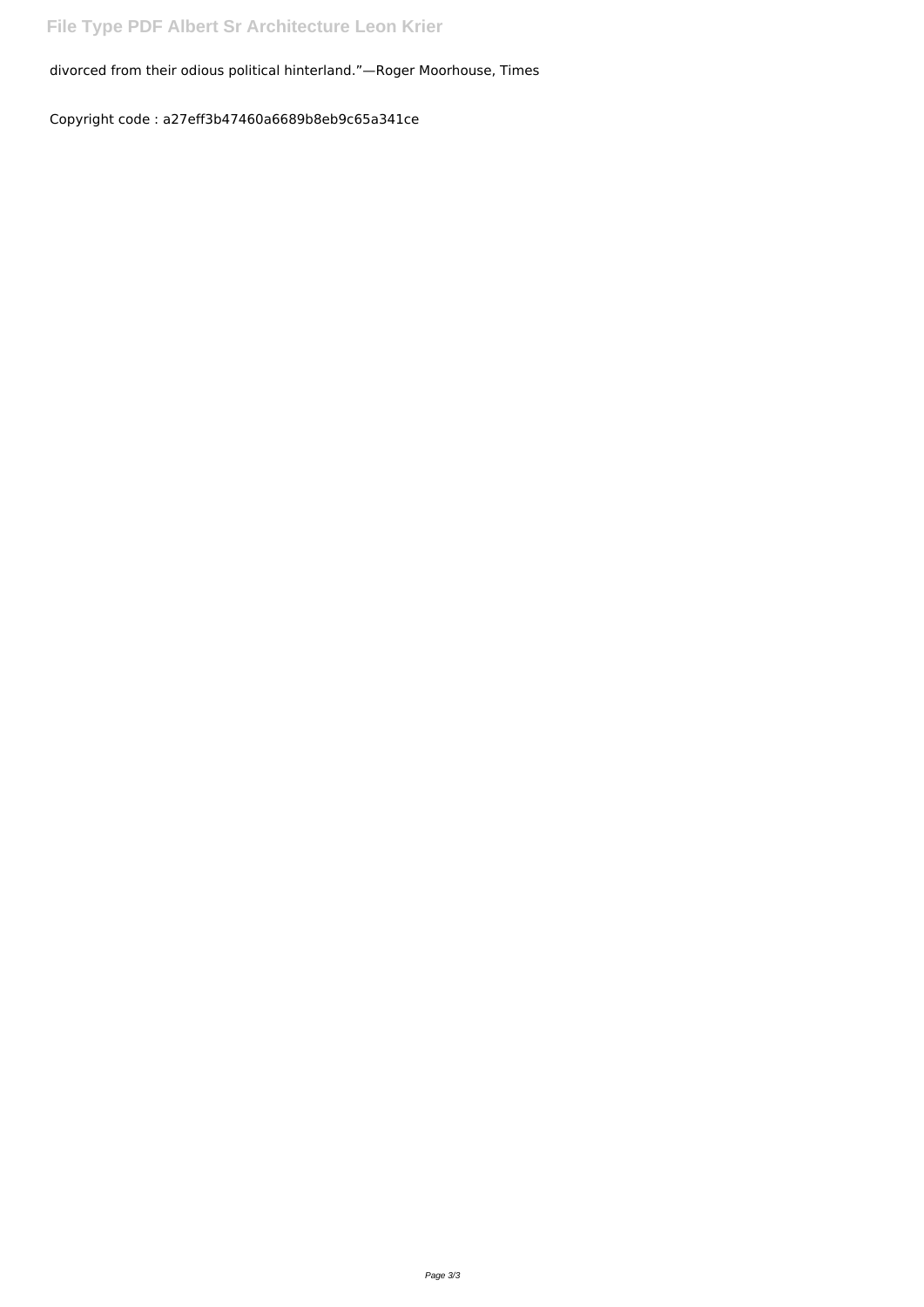divorced from their odious political hinterland."—Roger Moorhouse, Times

Copyright code : a27eff3b47460a6689b8eb9c65a341ce